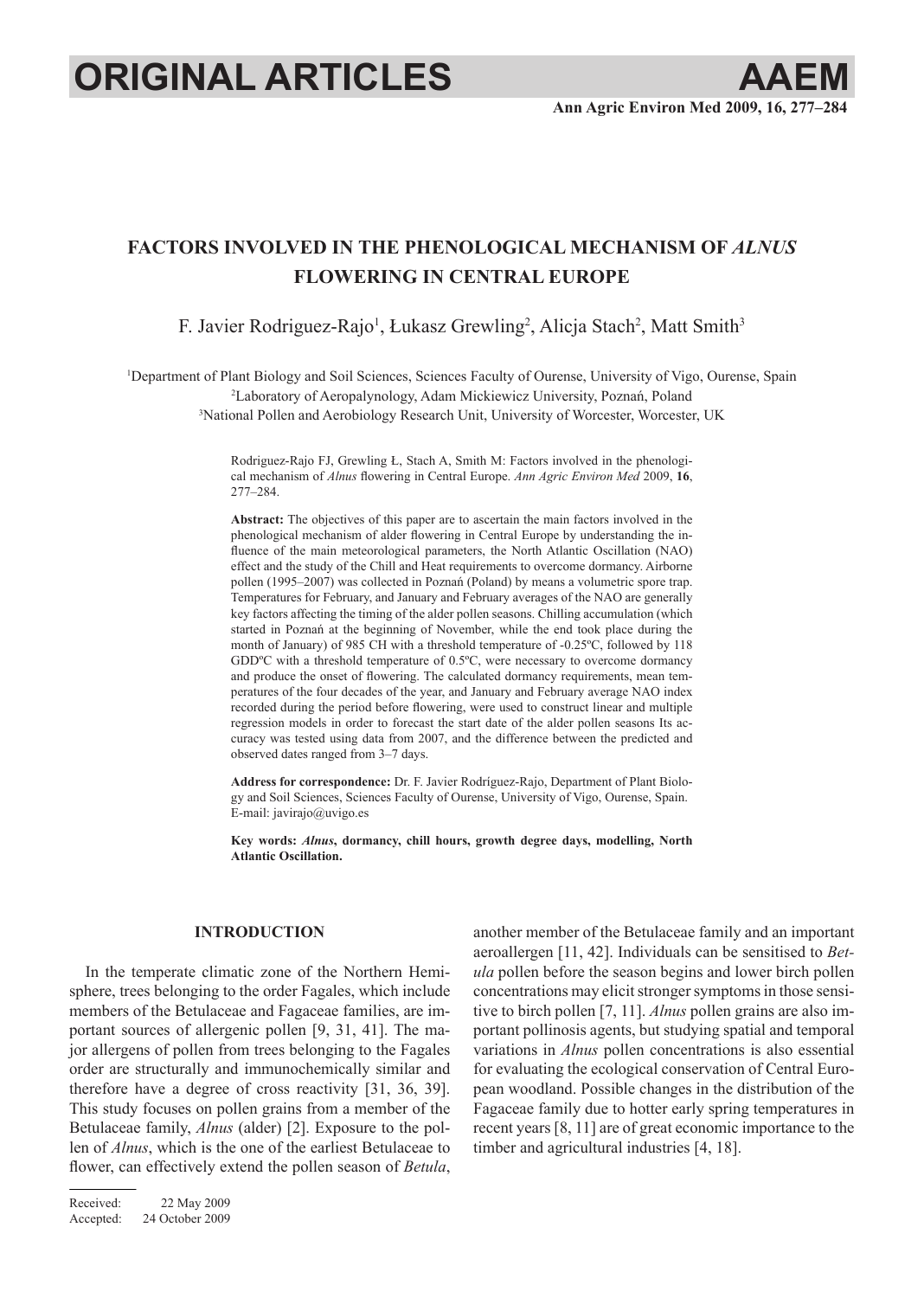# ORIGINAL ARTICLES

## FACTORS INVOLVED IN THE PHENOLOGICAL MECHANISM OF *ALNUS* FLOWERING IN CENTRAL EUROPE

F. Javier Rodriguez-Rajo[1], Łukasz Grewling[2], Alicja Stach[2], Matt Smith[3]

[1]Department of Plant Biology and Soil Sciences, Sciences Faculty of Ourense, University of Vigo, Ourense, Spain
[2]Laboratory of Aeropalynology, Adam Mickiewicz University, Poznań, Poland
[3]National Pollen and Aerobiology Research Unit, University of Worcester, Worcester, UK

Rodriguez-Rajo FJ, Grewling Ł, Stach A, Smith M: Factors involved in the phenological mechanism of *Alnus* flowering in Central Europe. *Ann Agric Environ Med* 2009, **16**, 277–284.

**Abstract:** The objectives of this paper are to ascertain the main factors involved in the phenological mechanism of alder flowering in Central Europe by understanding the influence of the main meteorological parameters, the North Atlantic Oscillation (NAO) effect and the study of the Chill and Heat requirements to overcome dormancy. Airborne pollen (1995–2007) was collected in Poznań (Poland) by means a volumetric spore trap. Temperatures for February, and January and February averages of the NAO are generally key factors affecting the timing of the alder pollen seasons. Chilling accumulation (which started in Poznań at the beginning of November, while the end took place during the month of January) of 985 CH with a threshold temperature of -0.25ºC, followed by 118 GDDºC with a threshold temperature of 0.5ºC, were necessary to overcome dormancy and produce the onset of flowering. The calculated dormancy requirements, mean temperatures of the four decades of the year, and January and February average NAO index recorded during the period before flowering, were used to construct linear and multiple regression models in order to forecast the start date of the alder pollen seasons Its accuracy was tested using data from 2007, and the difference between the predicted and observed dates ranged from 3–7 days.

**Address for correspondence:** Dr. F. Javier Rodríguez-Rajo, Department of Plant Biology and Soil Sciences, Sciences Faculty of Ourense, University of Vigo, Ourense, Spain. E-mail: javirajo@uvigo.es

**Key words:** ***Alnus*, dormancy, chill hours, growth degree days, modelling, North Atlantic Oscillation.**

### INTRODUCTION

In the temperate climatic zone of the Northern Hemisphere, trees belonging to the order Fagales, which include members of the Betulaceae and Fagaceae families, are important sources of allergenic pollen [9, 31, 41]. The major allergens of pollen from trees belonging to the Fagales order are structurally and immunochemically similar and therefore have a degree of cross reactivity [31, 36, 39]. This study focuses on pollen grains from a member of the Betulaceae family, *Alnus* (alder) [2]. Exposure to the pollen of *Alnus*, which is the one of the earliest Betulaceae to flower, can effectively extend the pollen season of *Betula*, another member of the Betulaceae family and an important aeroallergen [11, 42]. Individuals can be sensitised to *Betula* pollen before the season begins and lower birch pollen concentrations may elicit stronger symptoms in those sensitive to birch pollen [7, 11]. *Alnus* pollen grains are also important pollinosis agents, but studying spatial and temporal variations in *Alnus* pollen concentrations is also essential for evaluating the ecological conservation of Central European woodland. Possible changes in the distribution of the Fagaceae family due to hotter early spring temperatures in recent years [8, 11] are of great economic importance to the timber and agricultural industries [4, 18].

Received: 22 May 2009
Accepted: 24 October 2009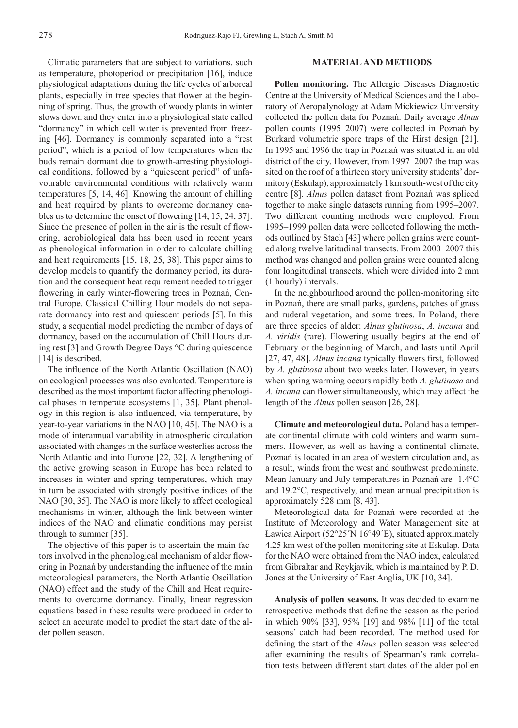Climatic parameters that are subject to variations, such as temperature, photoperiod or precipitation [16], induce physiological adaptations during the life cycles of arboreal plants, especially in tree species that flower at the beginning of spring. Thus, the growth of woody plants in winter slows down and they enter into a physiological state called "dormancy" in which cell water is prevented from freezing [46]. Dormancy is commonly separated into a "rest period", which is a period of low temperatures when the buds remain dormant due to growth-arresting physiological conditions, followed by a "quiescent period" of unfavourable environmental conditions with relatively warm temperatures [5, 14, 46]. Knowing the amount of chilling and heat required by plants to overcome dormancy enables us to determine the onset of flowering [14, 15, 24, 37]. Since the presence of pollen in the air is the result of flowering, aerobiological data has been used in recent years as phenological information in order to calculate chilling and heat requirements [15, 18, 25, 38]. This paper aims to develop models to quantify the dormancy period, its duration and the consequent heat requirement needed to trigger flowering in early winter-flowering trees in Poznań, Central Europe. Classical Chilling Hour models do not separate dormancy into rest and quiescent periods [5]. In this study, a sequential model predicting the number of days of dormancy, based on the accumulation of Chill Hours during rest [3] and Growth Degree Days °C during quiescence [14] is described.

The influence of the North Atlantic Oscillation (NAO) on ecological processes was also evaluated. Temperature is described as the most important factor affecting phenological phases in temperate ecosystems [1, 35]. Plant phenology in this region is also influenced, via temperature, by year-to-year variations in the NAO [10, 45]. The NAO is a mode of interannual variability in atmospheric circulation associated with changes in the surface westerlies across the North Atlantic and into Europe [22, 32]. A lengthening of the active growing season in Europe has been related to increases in winter and spring temperatures, which may in turn be associated with strongly positive indices of the NAO [30, 35]. The NAO is more likely to affect ecological mechanisms in winter, although the link between winter indices of the NAO and climatic conditions may persist through to summer [35].

The objective of this paper is to ascertain the main factors involved in the phenological mechanism of alder flowering in Poznań by understanding the influence of the main meteorological parameters, the North Atlantic Oscillation (NAO) effect and the study of the Chill and Heat requirements to overcome dormancy. Finally, linear regression equations based in these results were produced in order to select an accurate model to predict the start date of the alder pollen season.

## MATERIAL AND METHODS

**Pollen monitoring.** The Allergic Diseases Diagnostic Centre at the University of Medical Sciences and the Laboratory of Aeropalynology at Adam Mickiewicz University collected the pollen data for Poznań. Daily average *Alnus* pollen counts (1995–2007) were collected in Poznań by Burkard volumetric spore traps of the Hirst design [21]. In 1995 and 1996 the trap in Poznań was situated in an old district of the city. However, from 1997–2007 the trap was sited on the roof of a thirteen story university students' dormitory (Eskulap), approximately 1 km south-west of the city centre [8]. *Alnus* pollen dataset from Poznań was spliced together to make single datasets running from 1995–2007. Two different counting methods were employed. From 1995–1999 pollen data were collected following the methods outlined by Stach [43] where pollen grains were counted along twelve latitudinal transects. From 2000–2007 this method was changed and pollen grains were counted along four longitudinal transects, which were divided into 2 mm (1 hourly) intervals.

In the neighbourhood around the pollen-monitoring site in Poznań, there are small parks, gardens, patches of grass and ruderal vegetation, and some trees. In Poland, there are three species of alder: *Alnus glutinosa*, *A. incana* and *A. viridis* (rare). Flowering usually begins at the end of February or the beginning of March, and lasts until April [27, 47, 48]. *Alnus incana* typically flowers first, followed by *A. glutinosa* about two weeks later. However, in years when spring warming occurs rapidly both *A. glutinosa* and *A. incana* can flower simultaneously, which may affect the length of the *Alnus* pollen season [26, 28].

**Climate and meteorological data.** Poland has a temperate continental climate with cold winters and warm summers. However, as well as having a continental climate, Poznań is located in an area of western circulation and, as a result, winds from the west and southwest predominate. Mean January and July temperatures in Poznań are -1.4°C and 19.2°C, respectively, and mean annual precipitation is approximately 528 mm [8, 43].

Meteorological data for Poznań were recorded at the Institute of Meteorology and Water Management site at Ławica Airport (52°25´N 16°49´E), situated approximately 4.25 km west of the pollen-monitoring site at Eskulap. Data for the NAO were obtained from the NAO index, calculated from Gibraltar and Reykjavik, which is maintained by P. D. Jones at the University of East Anglia, UK [10, 34].

**Analysis of pollen seasons.** It was decided to examine retrospective methods that define the season as the period in which 90% [33], 95% [19] and 98% [11] of the total seasons' catch had been recorded. The method used for defining the start of the *Alnus* pollen season was selected after examining the results of Spearman's rank correlation tests between different start dates of the alder pollen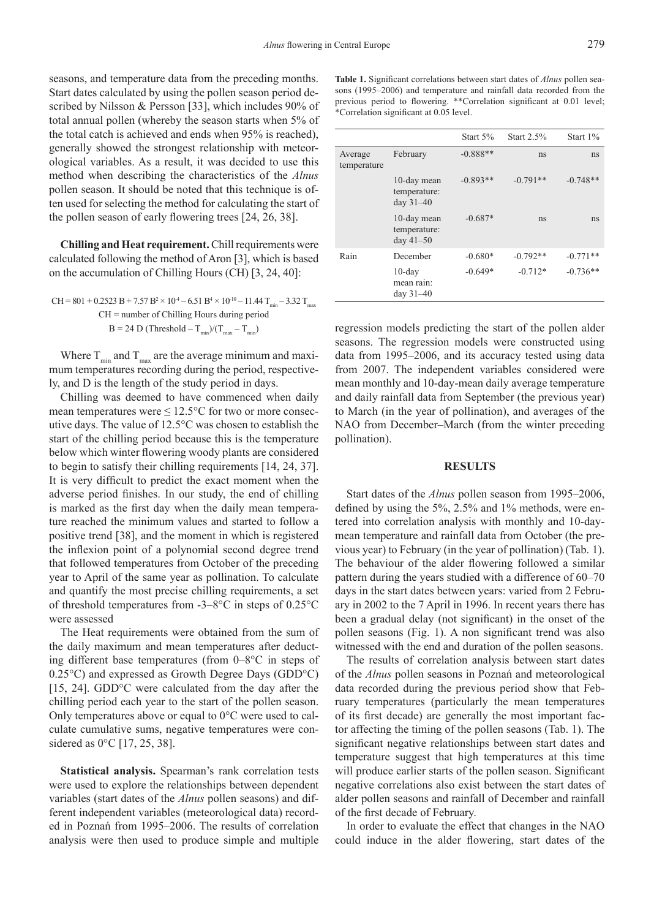seasons, and temperature data from the preceding months. Start dates calculated by using the pollen season period described by Nilsson & Persson [33], which includes 90% of total annual pollen (whereby the season starts when 5% of the total catch is achieved and ends when 95% is reached), generally showed the strongest relationship with meteorological variables. As a result, it was decided to use this method when describing the characteristics of the *Alnus* pollen season. It should be noted that this technique is often used for selecting the method for calculating the start of the pollen season of early flowering trees [24, 26, 38].

**Chilling and Heat requirement.** Chill requirements were calculated following the method of Aron [3], which is based on the accumulation of Chilling Hours (CH) [3, 24, 40]:

$$CH = 801 + 0.2523\,B + 7.57\,B^2 \times 10^{-4} - 6.51\,B^4 \times 10^{-10} - 11.44\,T_{min} - 3.32\,T_{max}$$

CH = number of Chilling Hours during period

$$B = 24\,D\,(\text{Threshold} - T_{min})/(T_{max} - T_{min})$$

Where $T_{min}$ and $T_{max}$ are the average minimum and maximum temperatures recording during the period, respectively, and D is the length of the study period in days.

Chilling was deemed to have commenced when daily mean temperatures were ≤ 12.5°C for two or more consecutive days. The value of 12.5°C was chosen to establish the start of the chilling period because this is the temperature below which winter flowering woody plants are considered to begin to satisfy their chilling requirements [14, 24, 37]. It is very difficult to predict the exact moment when the adverse period finishes. In our study, the end of chilling is marked as the first day when the daily mean temperature reached the minimum values and started to follow a positive trend [38], and the moment in which is registered the inflexion point of a polynomial second degree trend that followed temperatures from October of the preceding year to April of the same year as pollination. To calculate and quantify the most precise chilling requirements, a set of threshold temperatures from -3–8°C in steps of 0.25°C were assessed

The Heat requirements were obtained from the sum of the daily maximum and mean temperatures after deducting different base temperatures (from 0–8°C in steps of 0.25°C) and expressed as Growth Degree Days (GDD°C) [15, 24]. GDD°C were calculated from the day after the chilling period each year to the start of the pollen season. Only temperatures above or equal to 0°C were used to calculate cumulative sums, negative temperatures were considered as 0°C [17, 25, 38].

**Statistical analysis.** Spearman's rank correlation tests were used to explore the relationships between dependent variables (start dates of the *Alnus* pollen seasons) and different independent variables (meteorological data) recorded in Poznań from 1995–2006. The results of correlation analysis were then used to produce simple and multiple regression models predicting the start of the pollen alder seasons. The regression models were constructed using data from 1995–2006, and its accuracy tested using data from 2007. The independent variables considered were mean monthly and 10-day-mean daily average temperature and daily rainfall data from September (the previous year) to March (in the year of pollination), and averages of the NAO from December–March (from the winter preceding pollination).

**Table 1.** Significant correlations between start dates of *Alnus* pollen seasons (1995–2006) and temperature and rainfall data recorded from the previous period to flowering. **Correlation significant at 0.01 level; *Correlation significant at 0.05 level.

| | | Start 5% | Start 2.5% | Start 1% |
|---|---|---|---|---|
| Average temperature | February | -0.888** | ns | ns |
| | 10-day mean temperature: day 31–40 | -0.893** | -0.791** | -0.748** |
| | 10-day mean temperature: day 41–50 | -0.687* | ns | ns |
| Rain | December | -0.680* | -0.792** | -0.771** |
| | 10-day mean rain: day 31–40 | -0.649* | -0.712* | -0.736** |

## RESULTS

Start dates of the *Alnus* pollen season from 1995–2006, defined by using the 5%, 2.5% and 1% methods, were entered into correlation analysis with monthly and 10-day-mean temperature and rainfall data from October (the previous year) to February (in the year of pollination) (Tab. 1). The behaviour of the alder flowering followed a similar pattern during the years studied with a difference of 60–70 days in the start dates between years: varied from 2 February in 2002 to the 7 April in 1996. In recent years there has been a gradual delay (not significant) in the onset of the pollen seasons (Fig. 1). A non significant trend was also witnessed with the end and duration of the pollen seasons.

The results of correlation analysis between start dates of the *Alnus* pollen seasons in Poznań and meteorological data recorded during the previous period show that February temperatures (particularly the mean temperatures of its first decade) are generally the most important factor affecting the timing of the pollen seasons (Tab. 1). The significant negative relationships between start dates and temperature suggest that high temperatures at this time will produce earlier starts of the pollen season. Significant negative correlations also exist between the start dates of alder pollen seasons and rainfall of December and rainfall of the first decade of February.

In order to evaluate the effect that changes in the NAO could induce in the alder flowering, start dates of the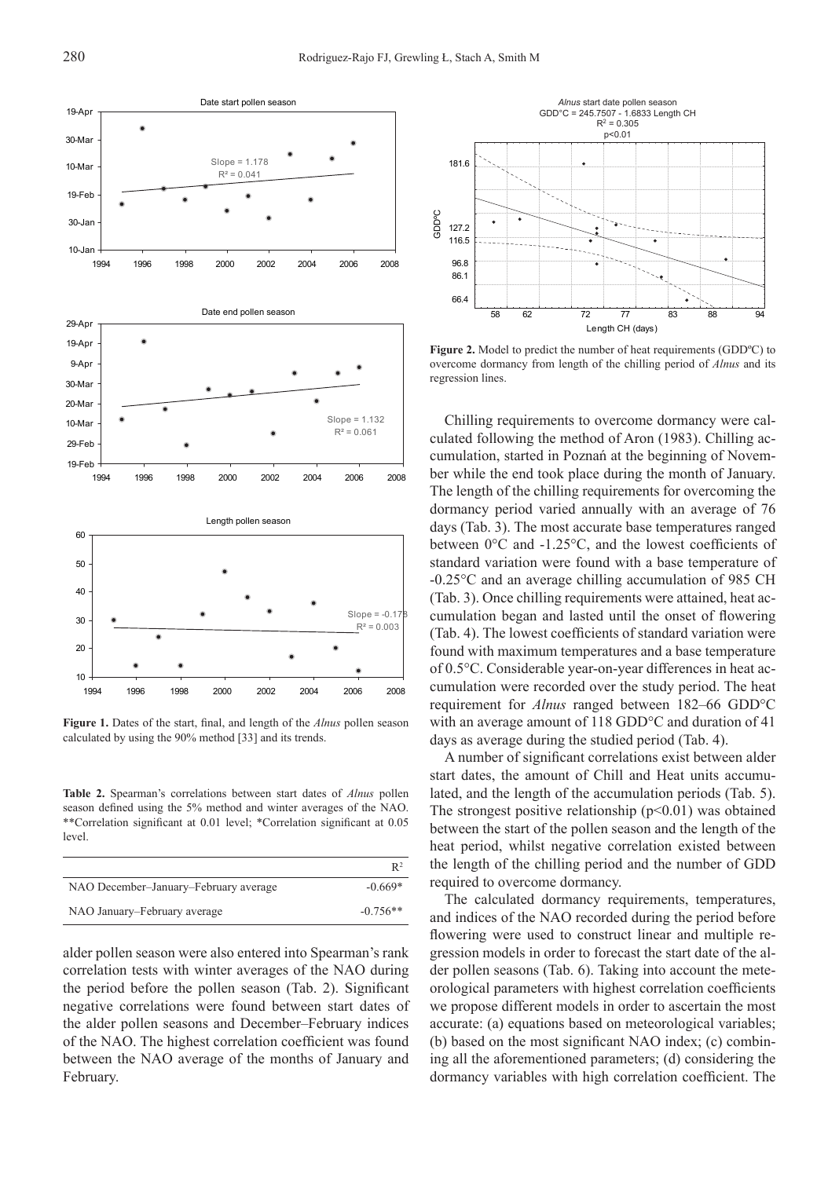**Figure 1.** Dates of the start, final, and length of the *Alnus* pollen season calculated by using the 90% method [33] and its trends.

**Table 2.** Spearman's correlations between start dates of *Alnus* pollen season defined using the 5% method and winter averages of the NAO. **Correlation significant at 0.01 level; *Correlation significant at 0.05 level.

| | $R^2$ |
|---|---|
| NAO December–January–February average | -0.669* |
| NAO January–February average | -0.756** |

alder pollen season were also entered into Spearman's rank correlation tests with winter averages of the NAO during the period before the pollen season (Tab. 2). Significant negative correlations were found between start dates of the alder pollen seasons and December–February indices of the NAO. The highest correlation coefficient was found between the NAO average of the months of January and February.

**Figure 2.** Model to predict the number of heat requirements (GDDºC) to overcome dormancy from length of the chilling period of *Alnus* and its regression lines.

Chilling requirements to overcome dormancy were calculated following the method of Aron (1983). Chilling accumulation, started in Poznań at the beginning of November while the end took place during the month of January. The length of the chilling requirements for overcoming the dormancy period varied annually with an average of 76 days (Tab. 3). The most accurate base temperatures ranged between 0°C and -1.25°C, and the lowest coefficients of standard variation were found with a base temperature of -0.25°C and an average chilling accumulation of 985 CH (Tab. 3). Once chilling requirements were attained, heat accumulation began and lasted until the onset of flowering (Tab. 4). The lowest coefficients of standard variation were found with maximum temperatures and a base temperature of 0.5°C. Considerable year-on-year differences in heat accumulation were recorded over the study period. The heat requirement for *Alnus* ranged between 182–66 GDD°C with an average amount of 118 GDD°C and duration of 41 days as average during the studied period (Tab. 4).

A number of significant correlations exist between alder start dates, the amount of Chill and Heat units accumulated, and the length of the accumulation periods (Tab. 5). The strongest positive relationship ($p<0.01$) was obtained between the start of the pollen season and the length of the heat period, whilst negative correlation existed between the length of the chilling period and the number of GDD required to overcome dormancy.

The calculated dormancy requirements, temperatures, and indices of the NAO recorded during the period before flowering were used to construct linear and multiple regression models in order to forecast the start date of the alder pollen seasons (Tab. 6). Taking into account the meteorological parameters with highest correlation coefficients we propose different models in order to ascertain the most accurate: (a) equations based on meteorological variables; (b) based on the most significant NAO index; (c) combining all the aforementioned parameters; (d) considering the dormancy variables with high correlation coefficient. The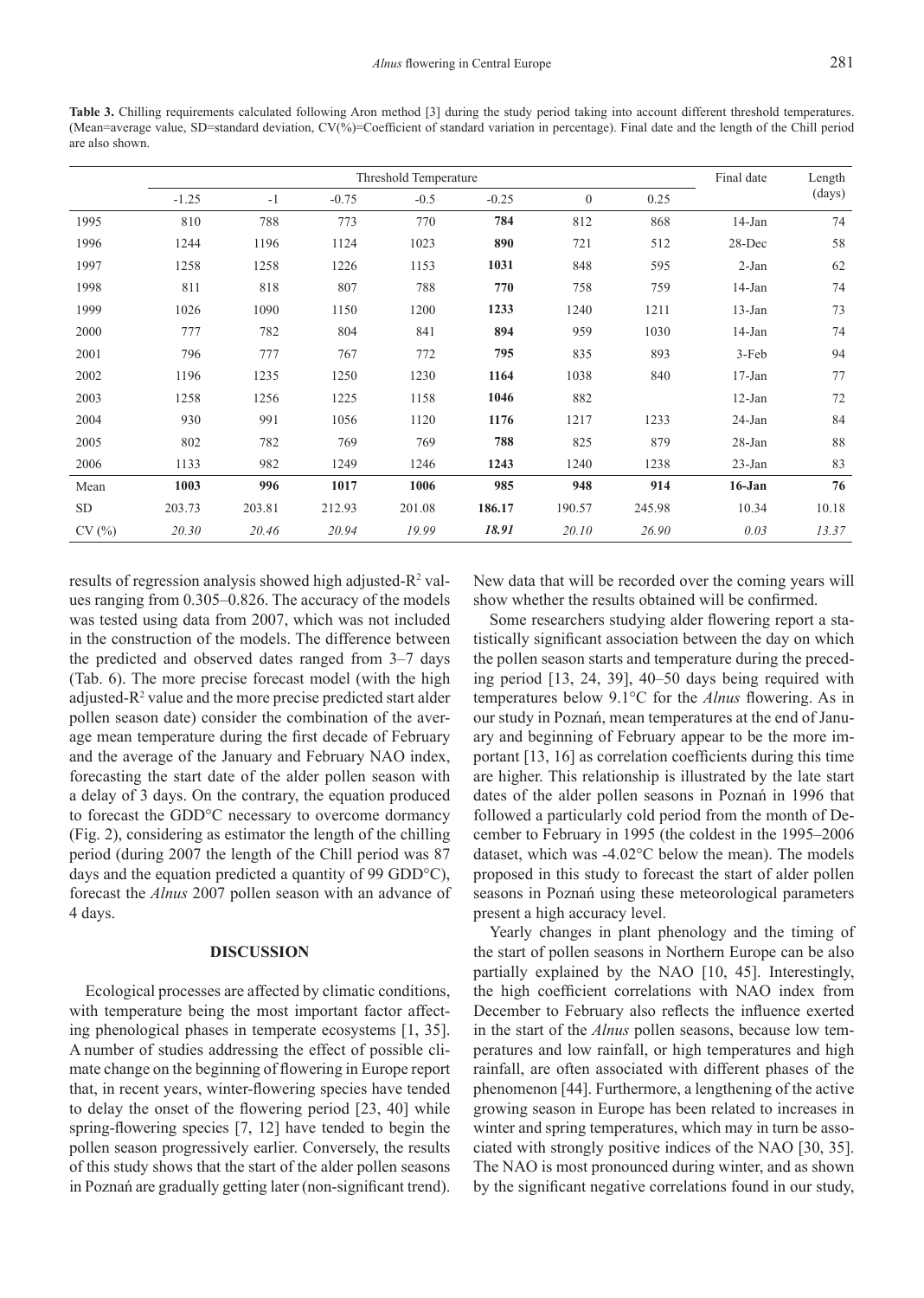**Table 3.** Chilling requirements calculated following Aron method [3] during the study period taking into account different threshold temperatures. (Mean=average value, SD=standard deviation, CV(%)=Coefficient of standard variation in percentage). Final date and the length of the Chill period are also shown.

| | Threshold Temperature | | | | | | | Final date | Length (days) |
|---|---|---|---|---|---|---|---|---|---|
| | -1.25 | -1 | -0.75 | -0.5 | -0.25 | 0 | 0.25 | | |
| 1995 | 810 | 788 | 773 | 770 | **784** | 812 | 868 | 14-Jan | 74 |
| 1996 | 1244 | 1196 | 1124 | 1023 | **890** | 721 | 512 | 28-Dec | 58 |
| 1997 | 1258 | 1258 | 1226 | 1153 | **1031** | 848 | 595 | 2-Jan | 62 |
| 1998 | 811 | 818 | 807 | 788 | **770** | 758 | 759 | 14-Jan | 74 |
| 1999 | 1026 | 1090 | 1150 | 1200 | **1233** | 1240 | 1211 | 13-Jan | 73 |
| 2000 | 777 | 782 | 804 | 841 | **894** | 959 | 1030 | 14-Jan | 74 |
| 2001 | 796 | 777 | 767 | 772 | **795** | 835 | 893 | 3-Feb | 94 |
| 2002 | 1196 | 1235 | 1250 | 1230 | **1164** | 1038 | 840 | 17-Jan | 77 |
| 2003 | 1258 | 1256 | 1225 | 1158 | **1046** | 882 | | 12-Jan | 72 |
| 2004 | 930 | 991 | 1056 | 1120 | **1176** | 1217 | 1233 | 24-Jan | 84 |
| 2005 | 802 | 782 | 769 | 769 | **788** | 825 | 879 | 28-Jan | 88 |
| 2006 | 1133 | 982 | 1249 | 1246 | **1243** | 1240 | 1238 | 23-Jan | 83 |
| Mean | **1003** | **996** | **1017** | **1006** | **985** | **948** | **914** | **16-Jan** | **76** |
| SD | 203.73 | 203.81 | 212.93 | 201.08 | **186.17** | 190.57 | 245.98 | 10.34 | 10.18 |
| CV (%) | *20.30* | *20.46* | *20.94* | *19.99* | ***18.91*** | *20.10* | *26.90* | *0.03* | *13.37* |

results of regression analysis showed high adjusted-$R^2$ values ranging from 0.305–0.826. The accuracy of the models was tested using data from 2007, which was not included in the construction of the models. The difference between the predicted and observed dates ranged from 3–7 days (Tab. 6). The more precise forecast model (with the high adjusted-$R^2$ value and the more precise predicted start alder pollen season date) consider the combination of the average mean temperature during the first decade of February and the average of the January and February NAO index, forecasting the start date of the alder pollen season with a delay of 3 days. On the contrary, the equation produced to forecast the GDD°C necessary to overcome dormancy (Fig. 2), considering as estimator the length of the chilling period (during 2007 the length of the Chill period was 87 days and the equation predicted a quantity of 99 GDD°C), forecast the *Alnus* 2007 pollen season with an advance of 4 days.

## DISCUSSION

Ecological processes are affected by climatic conditions, with temperature being the most important factor affecting phenological phases in temperate ecosystems [1, 35]. A number of studies addressing the effect of possible climate change on the beginning of flowering in Europe report that, in recent years, winter-flowering species have tended to delay the onset of the flowering period [23, 40] while spring-flowering species [7, 12] have tended to begin the pollen season progressively earlier. Conversely, the results of this study shows that the start of the alder pollen seasons in Poznań are gradually getting later (non-significant trend). New data that will be recorded over the coming years will show whether the results obtained will be confirmed.

Some researchers studying alder flowering report a statistically significant association between the day on which the pollen season starts and temperature during the preceding period [13, 24, 39], 40–50 days being required with temperatures below 9.1°C for the *Alnus* flowering. As in our study in Poznań, mean temperatures at the end of January and beginning of February appear to be the more important [13, 16] as correlation coefficients during this time are higher. This relationship is illustrated by the late start dates of the alder pollen seasons in Poznań in 1996 that followed a particularly cold period from the month of December to February in 1995 (the coldest in the 1995–2006 dataset, which was -4.02°C below the mean). The models proposed in this study to forecast the start of alder pollen seasons in Poznań using these meteorological parameters present a high accuracy level.

Yearly changes in plant phenology and the timing of the start of pollen seasons in Northern Europe can be also partially explained by the NAO [10, 45]. Interestingly, the high coefficient correlations with NAO index from December to February also reflects the influence exerted in the start of the *Alnus* pollen seasons, because low temperatures and low rainfall, or high temperatures and high rainfall, are often associated with different phases of the phenomenon [44]. Furthermore, a lengthening of the active growing season in Europe has been related to increases in winter and spring temperatures, which may in turn be associated with strongly positive indices of the NAO [30, 35]. The NAO is most pronounced during winter, and as shown by the significant negative correlations found in our study,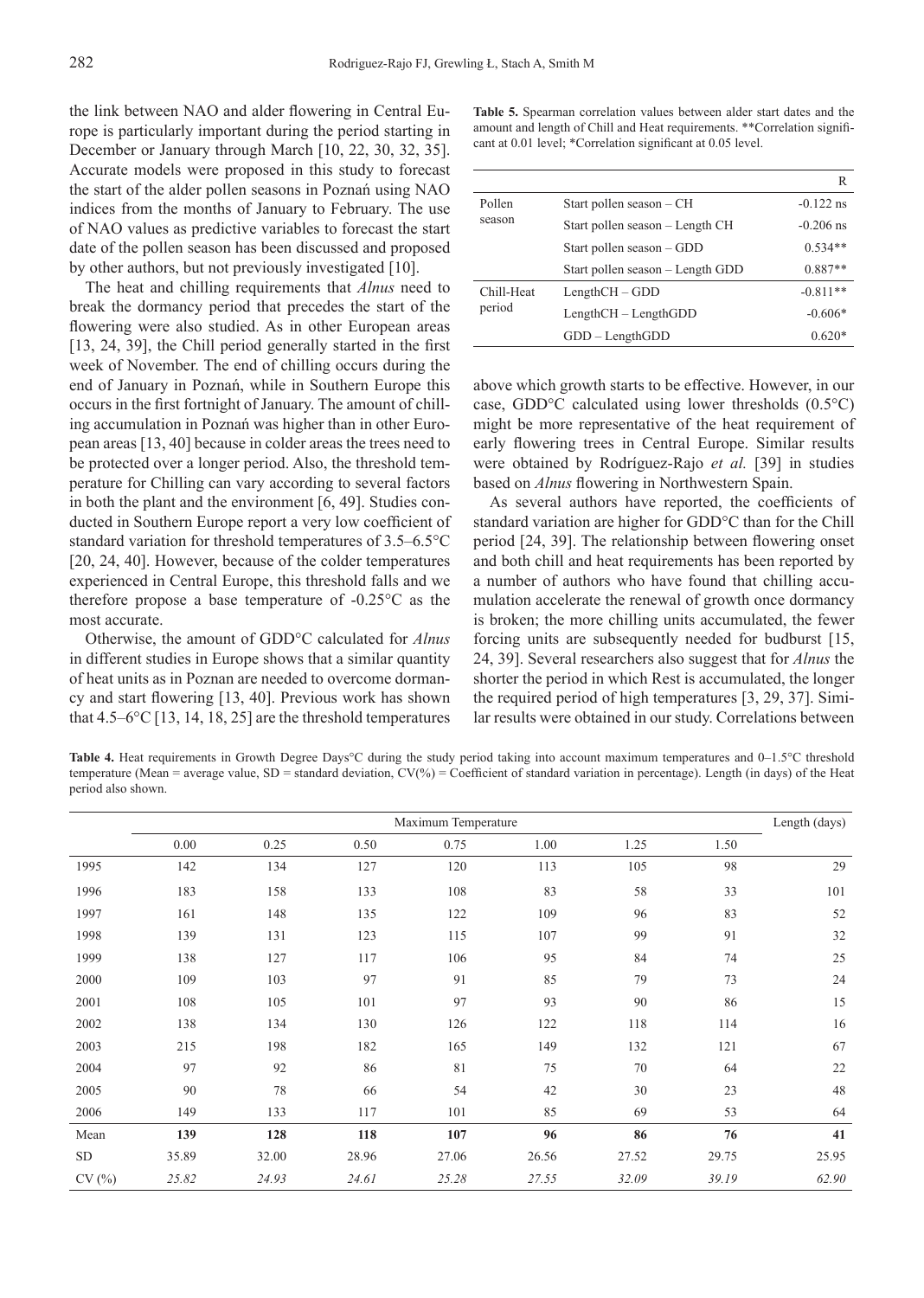the link between NAO and alder flowering in Central Europe is particularly important during the period starting in December or January through March [10, 22, 30, 32, 35]. Accurate models were proposed in this study to forecast the start of the alder pollen seasons in Poznań using NAO indices from the months of January to February. The use of NAO values as predictive variables to forecast the start date of the pollen season has been discussed and proposed by other authors, but not previously investigated [10].

The heat and chilling requirements that *Alnus* need to break the dormancy period that precedes the start of the flowering were also studied. As in other European areas [13, 24, 39], the Chill period generally started in the first week of November. The end of chilling occurs during the end of January in Poznań, while in Southern Europe this occurs in the first fortnight of January. The amount of chilling accumulation in Poznań was higher than in other European areas [13, 40] because in colder areas the trees need to be protected over a longer period. Also, the threshold temperature for Chilling can vary according to several factors in both the plant and the environment [6, 49]. Studies conducted in Southern Europe report a very low coefficient of standard variation for threshold temperatures of 3.5–6.5°C [20, 24, 40]. However, because of the colder temperatures experienced in Central Europe, this threshold falls and we therefore propose a base temperature of -0.25°C as the most accurate.

Otherwise, the amount of GDD°C calculated for *Alnus* in different studies in Europe shows that a similar quantity of heat units as in Poznan are needed to overcome dormancy and start flowering [13, 40]. Previous work has shown that 4.5–6°C [13, 14, 18, 25] are the threshold temperatures above which growth starts to be effective. However, in our case, GDD°C calculated using lower thresholds (0.5°C) might be more representative of the heat requirement of early flowering trees in Central Europe. Similar results were obtained by Rodríguez-Rajo *et al.* [39] in studies based on *Alnus* flowering in Northwestern Spain.

As several authors have reported, the coefficients of standard variation are higher for GDD°C than for the Chill period [24, 39]. The relationship between flowering onset and both chill and heat requirements has been reported by a number of authors who have found that chilling accumulation accelerate the renewal of growth once dormancy is broken; the more chilling units accumulated, the fewer forcing units are subsequently needed for budburst [15, 24, 39]. Several researchers also suggest that for *Alnus* the shorter the period in which Rest is accumulated, the longer the required period of high temperatures [3, 29, 37]. Similar results were obtained in our study. Correlations between

**Table 5.** Spearman correlation values between alder start dates and the amount and length of Chill and Heat requirements. **Correlation significant at 0.01 level; *Correlation significant at 0.05 level.

| | | R |
|---|---|---|
| Pollen season | Start pollen season – CH | -0.122 ns |
| | Start pollen season – Length CH | -0.206 ns |
| | Start pollen season – GDD | 0.534** |
| | Start pollen season – Length GDD | 0.887** |
| Chill-Heat period | LengthCH – GDD | -0.811** |
| | LengthCH – LengthGDD | -0.606* |
| | GDD – LengthGDD | 0.620* |

**Table 4.** Heat requirements in Growth Degree Days°C during the study period taking into account maximum temperatures and 0–1.5°C threshold temperature (Mean = average value, SD = standard deviation, CV(%) = Coefficient of standard variation in percentage). Length (in days) of the Heat period also shown.

| | Maximum Temperature | | | | | | | Length (days) |
|---|---|---|---|---|---|---|---|---|
| | 0.00 | 0.25 | 0.50 | 0.75 | 1.00 | 1.25 | 1.50 | |
| 1995 | 142 | 134 | 127 | 120 | 113 | 105 | 98 | 29 |
| 1996 | 183 | 158 | 133 | 108 | 83 | 58 | 33 | 101 |
| 1997 | 161 | 148 | 135 | 122 | 109 | 96 | 83 | 52 |
| 1998 | 139 | 131 | 123 | 115 | 107 | 99 | 91 | 32 |
| 1999 | 138 | 127 | 117 | 106 | 95 | 84 | 74 | 25 |
| 2000 | 109 | 103 | 97 | 91 | 85 | 79 | 73 | 24 |
| 2001 | 108 | 105 | 101 | 97 | 93 | 90 | 86 | 15 |
| 2002 | 138 | 134 | 130 | 126 | 122 | 118 | 114 | 16 |
| 2003 | 215 | 198 | 182 | 165 | 149 | 132 | 121 | 67 |
| 2004 | 97 | 92 | 86 | 81 | 75 | 70 | 64 | 22 |
| 2005 | 90 | 78 | 66 | 54 | 42 | 30 | 23 | 48 |
| 2006 | 149 | 133 | 117 | 101 | 85 | 69 | 53 | 64 |
| **Mean** | **139** | **128** | **118** | **107** | **96** | **86** | **76** | **41** |
| SD | 35.89 | 32.00 | 28.96 | 27.06 | 26.56 | 27.52 | 29.75 | 25.95 |
| CV (%) | *25.82* | *24.93* | *24.61* | *25.28* | *27.55* | *32.09* | *39.19* | *62.90* |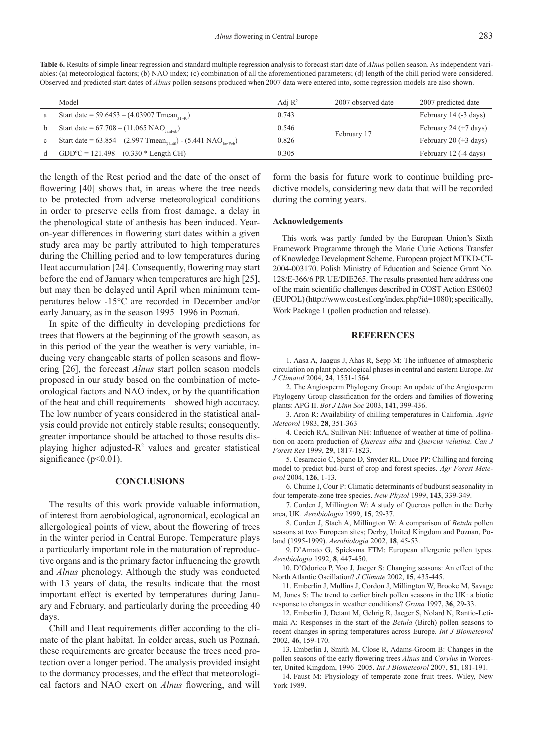**Table 6.** Results of simple linear regression and standard multiple regression analysis to forecast start date of *Alnus* pollen season. As independent variables: (a) meteorological factors; (b) NAO index; (c) combination of all the aforementioned parameters; (d) length of the chill period were considered. Observed and predicted start dates of *Alnus* pollen seasons produced when 2007 data were entered into, some regression models are also shown.

| | Model | Adj $R^2$ | 2007 observed date | 2007 predicted date |
|---|---|---|---|---|
| a | Start date = 59.6453 – (4.03907 $Tmean_{31-40}$) | 0.743 | February 17 | February 14 (-3 days) |
| b | Start date = 67.708 – (11.065 $NAO_{JanFeb}$) | 0.546 | | February 24 (+7 days) |
| c | Start date = 63.854 – (2.997 $Tmean_{31-40}$) - (5.441 $NAO_{JanFeb}$) | 0.826 | | February 20 (+3 days) |
| d | GDDºC = 121.498 – (0.330 * Length CH) | 0.305 | | February 12 (-4 days) |

the length of the Rest period and the date of the onset of flowering [40] shows that, in areas where the tree needs to be protected from adverse meteorological conditions in order to preserve cells from frost damage, a delay in the phenological state of anthesis has been induced. Year-on-year differences in flowering start dates within a given study area may be partly attributed to high temperatures during the Chilling period and to low temperatures during Heat accumulation [24]. Consequently, flowering may start before the end of January when temperatures are high [25], but may then be delayed until April when minimum temperatures below -15°C are recorded in December and/or early January, as in the season 1995–1996 in Poznań.

In spite of the difficulty in developing predictions for trees that flowers at the beginning of the growth season, as in this period of the year the weather is very variable, inducing very changeable starts of pollen seasons and flowering [26], the forecast *Alnus* start pollen season models proposed in our study based on the combination of meteorological factors and NAO index, or by the quantification of the heat and chill requirements – showed high accuracy. The low number of years considered in the statistical analysis could provide not entirely stable results; consequently, greater importance should be attached to those results displaying higher adjusted-$R^2$ values and greater statistical significance ($p<0.01$).

## CONCLUSIONS

The results of this work provide valuable information, of interest from aerobiological, agronomical, ecological an allergological points of view, about the flowering of trees in the winter period in Central Europe. Temperature plays a particularly important role in the maturation of reproductive organs and is the primary factor influencing the growth and *Alnus* phenology. Although the study was conducted with 13 years of data, the results indicate that the most important effect is exerted by temperatures during January and February, and particularly during the preceding 40 days.

Chill and Heat requirements differ according to the climate of the plant habitat. In colder areas, such us Poznań, these requirements are greater because the trees need protection over a longer period. The analysis provided insight to the dormancy processes, and the effect that meteorological factors and NAO exert on *Alnus* flowering, and will form the basis for future work to continue building predictive models, considering new data that will be recorded during the coming years.

### Acknowledgements

This work was partly funded by the European Union's Sixth Framework Programme through the Marie Curie Actions Transfer of Knowledge Development Scheme. European project MTKD-CT-2004-003170. Polish Ministry of Education and Science Grant No. 128/E-366/6 PR UE/DIE265. The results presented here address one of the main scientific challenges described in COST Action ES0603 (EUPOL) (http://www.cost.esf.org/index.php?id=1080); specifically, Work Package 1 (pollen production and release).

## REFERENCES

1. Aasa A, Jaagus J, Ahas R, Sepp M: The influence of atmospheric circulation on plant phenological phases in central and eastern Europe. *Int J Climatol* 2004, **24**, 1551-1564.
2. The Angiosperm Phylogeny Group: An update of the Angiosperm Phylogeny Group classification for the orders and families of flowering plants: APG II. *Bot J Linn Soc* 2003, **141**, 399-436.
3. Aron R: Availability of chilling temperatures in California. *Agric Meteorol* 1983, **28**, 351-363
4. Cecich RA, Sullivan NH: Influence of weather at time of pollination on acorn production of *Quercus alba* and *Quercus velutina*. *Can J Forest Res* 1999, **29**, 1817-1823.
5. Cesaraccio C, Spano D, Snyder RL, Duce PP: Chilling and forcing model to predict bud-burst of crop and forest species. *Agr Forest Meteorol* 2004, **126**, 1-13.
6. Chuine I, Cour P: Climatic determinants of budburst seasonality in four temperate-zone tree species. *New Phytol* 1999, **143**, 339-349.
7. Corden J, Millington W: A study of Quercus pollen in the Derby area, UK. *Aerobiologia* 1999, **15**, 29-37.
8. Corden J, Stach A, Millington W: A comparison of *Betula* pollen seasons at two European sites; Derby, United Kingdom and Poznan, Poland (1995-1999). *Aerobiologia* 2002, **18**, 45-53.
9. D'Amato G, Spieksma FTM: European allergenic pollen types. *Aerobiologia* 1992, **8**, 447-450.
10. D'Odorico P, Yoo J, Jaeger S: Changing seasons: An effect of the North Atlantic Oscillation? *J Climate* 2002, **15**, 435-445.
11. Emberlin J, Mullins J, Cordon J, Millington W, Brooke M, Savage M, Jones S: The trend to earlier birch pollen seasons in the UK: a biotic response to changes in weather conditions? *Grana* 1997, **36**, 29-33.
12. Emberlin J, Detant M, Gehrig R, Jaeger S, Nolard N, Rantio-Letimaki A: Responses in the start of the *Betula* (Birch) pollen seasons to recent changes in spring temperatures across Europe. *Int J Biometeorol* 2002, **46**, 159-170.
13. Emberlin J, Smith M, Close R, Adams-Groom B: Changes in the pollen seasons of the early flowering trees *Alnus* and *Corylus* in Worcester, United Kingdom, 1996–2005. *Int J Biometeorol* 2007, **51**, 181-191.
14. Faust M: Physiology of temperate zone fruit trees. Wiley, New York 1989.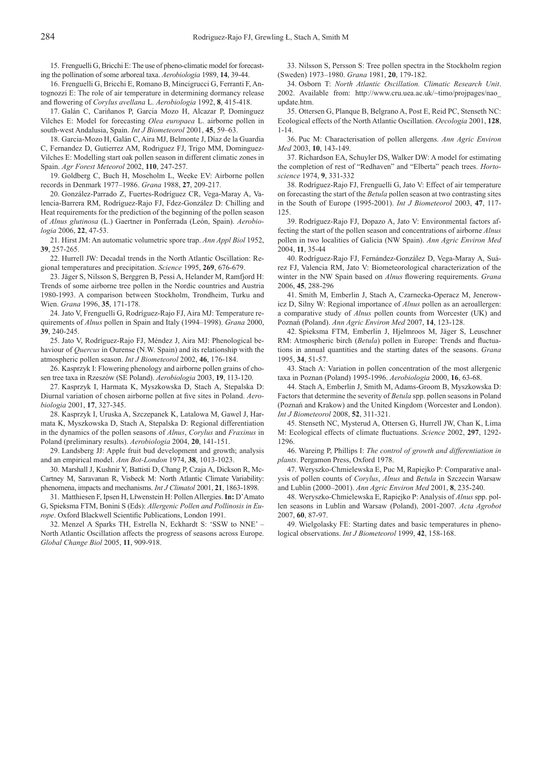15. Frenguelli G, Bricchi E: The use of pheno-climatic model for forecasting the pollination of some arboreal taxa. *Aerobiologia* 1989, **14**, 39-44.

16. Frenguelli G, Bricchi E, Romano B, Mincigrucci G, Ferranti F, Antognozzi E: The role of air temperature in determining dormancy release and flowering of *Corylus avellana* L. *Aerobiologia* 1992, **8**, 415-418.

17. Galán C, Cariñanos P, Garcia Mozo H, Alcazar P, Dominguez Vilches E: Model for forecasting *Olea europaea* L. airborne pollen in south-west Andalusia, Spain. *Int J Biometeorol* 2001, **45**, 59–63.

18. Garcia-Mozo H, Galán C, Aira MJ, Belmonte J, Díaz de la Guardia C, Fernandez D, Gutierrez AM, Rodriguez FJ, Trigo MM, Dominguez-Vilches E: Modelling start oak pollen season in different climatic zones in Spain. *Agr Forest Meteorol* 2002, **110**, 247-257.

19. Goldberg C, Buch H, Moseholm L, Weeke EV: Airborne pollen records in Denmark 1977–1986. *Grana* 1988, **27**, 209-217.

20. González-Parrado Z, Fuertes-Rodríguez CR, Vega-Maray A, Valencia-Barrera RM, Rodríguez-Rajo FJ, Fdez-González D: Chilling and Heat requirements for the prediction of the beginning of the pollen season of *Alnus glutinosa* (L.) Gaertner in Ponferrada (León, Spain). *Aerobiologia* 2006, **22**, 47-53.

21. Hirst JM: An automatic volumetric spore trap. *Ann Appl Biol* 1952, **39**, 257-265.

22. Hurrell JW: Decadal trends in the North Atlantic Oscillation: Regional temperatures and precipitation. *Science* 1995, **269**, 676-679.

23. Jäger S, Nilsson S, Berggren B, Pessi A, Helander M, Ramfjord H: Trends of some airborne tree pollen in the Nordic countries and Austria 1980-1993. A comparison between Stockholm, Trondheim, Turku and Wien. *Grana* 1996, **35**, 171-178.

24. Jato V, Frenguelli G, Rodríguez-Rajo FJ, Aira MJ: Temperature requirements of *Alnus* pollen in Spain and Italy (1994–1998). *Grana* 2000, **39**, 240-245.

25. Jato V, Rodríguez-Rajo FJ, Méndez J, Aira MJ: Phenological behaviour of *Quercus* in Ourense (N.W. Spain) and its relationship with the atmospheric pollen season. *Int J Biometeorol* 2002, **46**, 176-184.

26. Kasprzyk I: Flowering phenology and airborne pollen grains of chosen tree taxa in Rzeszów (SE Poland). *Aerobiologia* 2003, **19**, 113-120.

27. Kasprzyk I, Harmata K, Myszkowska D, Stach A, Stepalska D: Diurnal variation of chosen airborne pollen at five sites in Poland. *Aerobiologia* 2001, **17**, 327-345.

28. Kasprzyk I, Uruska A, Szczepanek K, Latalowa M, Gawel J, Harmata K, Myszkowska D, Stach A, Stepalska D: Regional differentiation in the dynamics of the pollen seasons of *Alnus*, *Corylus* and *Fraxinus* in Poland (preliminary results). *Aerobiologia* 2004, **20**, 141-151.

29. Landsberg JJ: Apple fruit bud development and growth; analysis and an empirical model. *Ann Bot-London* 1974, **38**, 1013-1023.

30. Marshall J, Kushnir Y, Battisti D, Chang P, Czaja A, Dickson R, McCartney M, Saravanan R, Visbeck M: North Atlantic Climate Variability: phenomena, impacts and mechanisms. *Int J Climatol* 2001, **21**, 1863-1898.

31. Matthiesen F, Ipsen H, Lřwenstein H: Pollen Allergies. **In:** D'Amato G, Spieksma FTM, Bonini S (Eds): *Allergenic Pollen and Pollinosis in Europe*. Oxford Blackwell Scientific Publications, London 1991.

32. Menzel A Sparks TH, Estrella N, Eckhardt S: 'SSW to NNE' – North Atlantic Oscillation affects the progress of seasons across Europe. *Global Change Biol* 2005, **11**, 909-918.

33. Nilsson S, Persson S: Tree pollen spectra in the Stockholm region (Sweden) 1973–1980. *Grana* 1981, **20**, 179-182.

34. Osborn T: *North Atlantic Oscillation. Climatic Research Unit*. 2002. Available from: http://www.cru.uea.ac.uk/~timo/projpages/nao_update.htm.

35. Ottersen G, Planque B, Belgrano A, Post E, Reid PC, Stenseth NC: Ecological effects of the North Atlantic Oscillation. *Oecologia* 2001, **128**, 1-14.

36. Puc M: Characterisation of pollen allergens. *Ann Agric Environ Med* 2003, **10**, 143-149.

37. Richardson EA, Schuyler DS, Walker DW: A model for estimating the completion of rest of "Redhaven" and "Elberta" peach trees. *Hortoscience* 1974, **9**, 331-332

38. Rodríguez-Rajo FJ, Frenguelli G, Jato V: Effect of air temperature on forecasting the start of the *Betula* pollen season at two contrasting sites in the South of Europe (1995-2001). *Int J Biometeorol* 2003, **47**, 117-125.

39. Rodríguez-Rajo FJ, Dopazo A, Jato V: Environmental factors affecting the start of the pollen season and concentrations of airborne *Alnus* pollen in two localities of Galicia (NW Spain). *Ann Agric Environ Med* 2004, **11**, 35-44

40. Rodríguez-Rajo FJ, Fernández-González D, Vega-Maray A, Suárez FJ, Valencia RM, Jato V: Biometeorological characterization of the winter in the NW Spain based on *Alnus* flowering requirements. *Grana* 2006, **45**, 288-296

41. Smith M, Emberlin J, Stach A, Czarnecka-Operacz M, Jenerowicz D, Silny W: Regional importance of *Alnus* pollen as an aeroallergen: a comparative study of *Alnus* pollen counts from Worcester (UK) and Poznań (Poland). *Ann Agric Environ Med* 2007, **14**, 123-128.

42. Spieksma FTM, Emberlin J, Hjelmroos M, Jäger S, Leuschner RM: Atmospheric birch (*Betula*) pollen in Europe: Trends and fluctuations in annual quantities and the starting dates of the seasons. *Grana* 1995, **34**, 51-57.

43. Stach A: Variation in pollen concentration of the most allergenic taxa in Poznan (Poland) 1995-1996. *Aerobiologia* 2000, **16**, 63-68.

44. Stach A, Emberlin J, Smith M, Adams-Groom B, Myszkowska D: Factors that determine the severity of *Betula* spp. pollen seasons in Poland (Poznań and Krakow) and the United Kingdom (Worcester and London). *Int J Biometeorol* 2008, **52**, 311-321.

45. Stenseth NC, Mysterud A, Ottersen G, Hurrell JW, Chan K, Lima M: Ecological effects of climate fluctuations. *Science* 2002, **297**, 1292-1296.

46. Wareing P, Phillips I: *The control of growth and differentiation in plants*. Pergamon Press, Oxford 1978.

47. Weryszko-Chmielewska E, Puc M, Rapiejko P: Comparative analysis of pollen counts of *Corylus*, *Alnus* and *Betula* in Szczecin Warsaw and Lublin (2000–2001). *Ann Agric Environ Med* 2001, **8**, 235-240.

48. Weryszko-Chmielewska E, Rapiejko P: Analysis of *Alnus* spp. pollen seasons in Lublin and Warsaw (Poland), 2001-2007. *Acta Agrobot* 2007, **60**, 87-97.

49. Wielgolasky FE: Starting dates and basic temperatures in phenological observations. *Int J Biometeorol* 1999, **42**, 158-168.